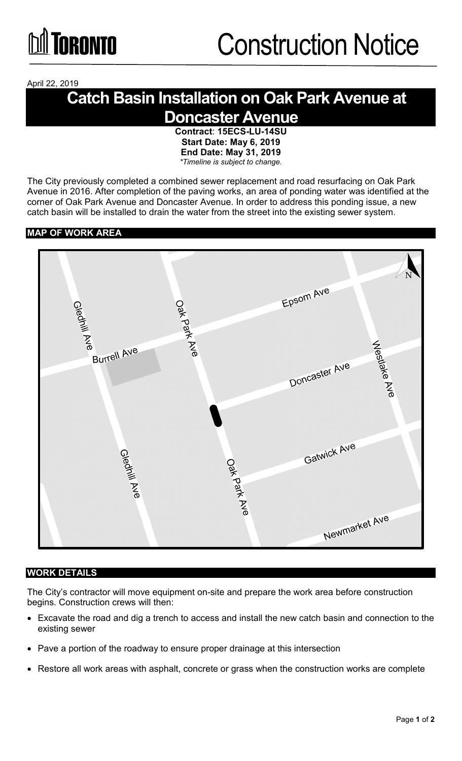Toronto

# Construction Notice

April 22, 2019

## Catch Basin Installation on Oak Park Avenue at Doncaster Avenue

**Contract**: **15ECS-LU-14SU**
**Start Date: May 6, 2019**
**End Date: May 31, 2019**
*\*Timeline is subject to change.*

The City previously completed a combined sewer replacement and road resurfacing on Oak Park Avenue in 2016. After completion of the paving works, an area of ponding water was identified at the corner of Oak Park Avenue and Doncaster Avenue. In order to address this ponding issue, a new catch basin will be installed to drain the water from the street into the existing sewer system.

### MAP OF WORK AREA

### WORK DETAILS

The City's contractor will move equipment on-site and prepare the work area before construction begins. Construction crews will then:

- Excavate the road and dig a trench to access and install the new catch basin and connection to the existing sewer
- Pave a portion of the roadway to ensure proper drainage at this intersection
- Restore all work areas with asphalt, concrete or grass when the construction works are complete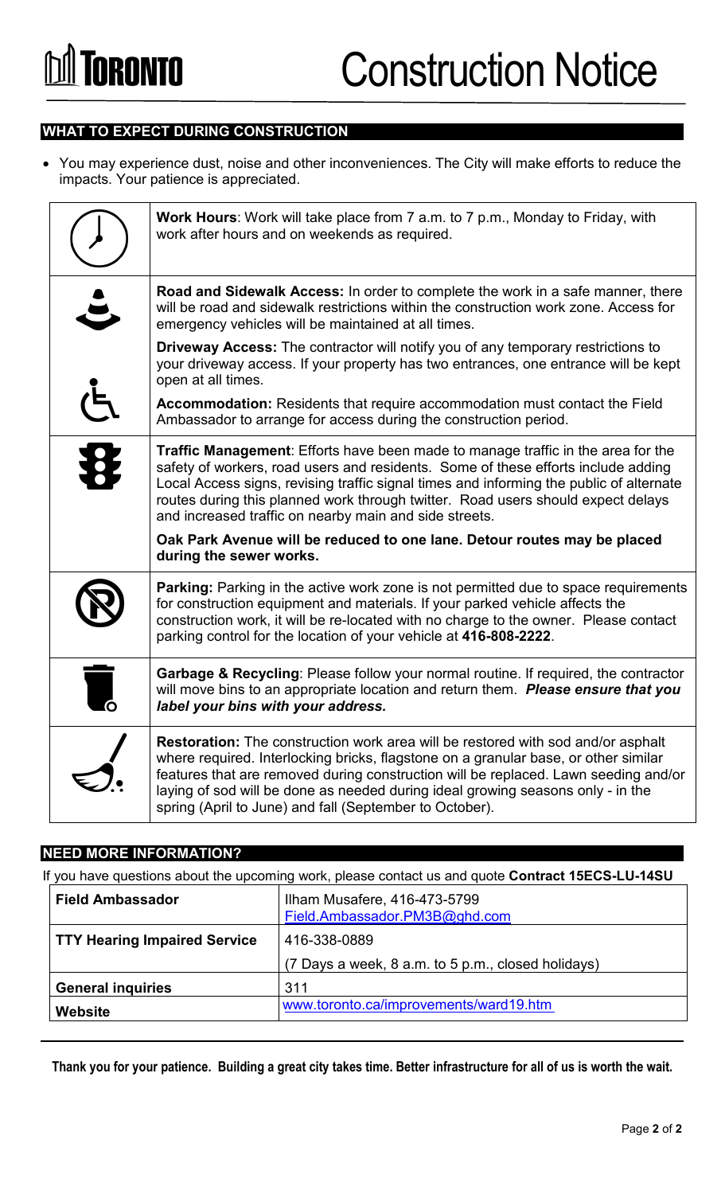# Toronto Construction Notice

## WHAT TO EXPECT DURING CONSTRUCTION

- You may experience dust, noise and other inconveniences. The City will make efforts to reduce the impacts. Your patience is appreciated.

**Work Hours**: Work will take place from 7 a.m. to 7 p.m., Monday to Friday, with work after hours and on weekends as required.

**Road and Sidewalk Access:** In order to complete the work in a safe manner, there will be road and sidewalk restrictions within the construction work zone. Access for emergency vehicles will be maintained at all times.

**Driveway Access:** The contractor will notify you of any temporary restrictions to your driveway access. If your property has two entrances, one entrance will be kept open at all times.

**Accommodation:** Residents that require accommodation must contact the Field Ambassador to arrange for access during the construction period.

**Traffic Management**: Efforts have been made to manage traffic in the area for the safety of workers, road users and residents. Some of these efforts include adding Local Access signs, revising traffic signal times and informing the public of alternate routes during this planned work through twitter. Road users should expect delays and increased traffic on nearby main and side streets.

**Oak Park Avenue will be reduced to one lane. Detour routes may be placed during the sewer works.**

**Parking:** Parking in the active work zone is not permitted due to space requirements for construction equipment and materials. If your parked vehicle affects the construction work, it will be re-located with no charge to the owner. Please contact parking control for the location of your vehicle at **416-808-2222**.

**Garbage & Recycling**: Please follow your normal routine. If required, the contractor will move bins to an appropriate location and return them. ***Please ensure that you label your bins with your address.***

**Restoration:** The construction work area will be restored with sod and/or asphalt where required. Interlocking bricks, flagstone on a granular base, or other similar features that are removed during construction will be replaced. Lawn seeding and/or laying of sod will be done as needed during ideal growing seasons only - in the spring (April to June) and fall (September to October).

## NEED MORE INFORMATION?

If you have questions about the upcoming work, please contact us and quote **Contract 15ECS-LU-14SU**

| | |
|---|---|
| **Field Ambassador** | Ilham Musafere, 416-473-5799<br>Field.Ambassador.PM3B@ghd.com |
| **TTY Hearing Impaired Service** | 416-338-0889<br>(7 Days a week, 8 a.m. to 5 p.m., closed holidays) |
| **General inquiries** | 311 |
| **Website** | www.toronto.ca/improvements/ward19.htm |

**Thank you for your patience. Building a great city takes time. Better infrastructure for all of us is worth the wait.**